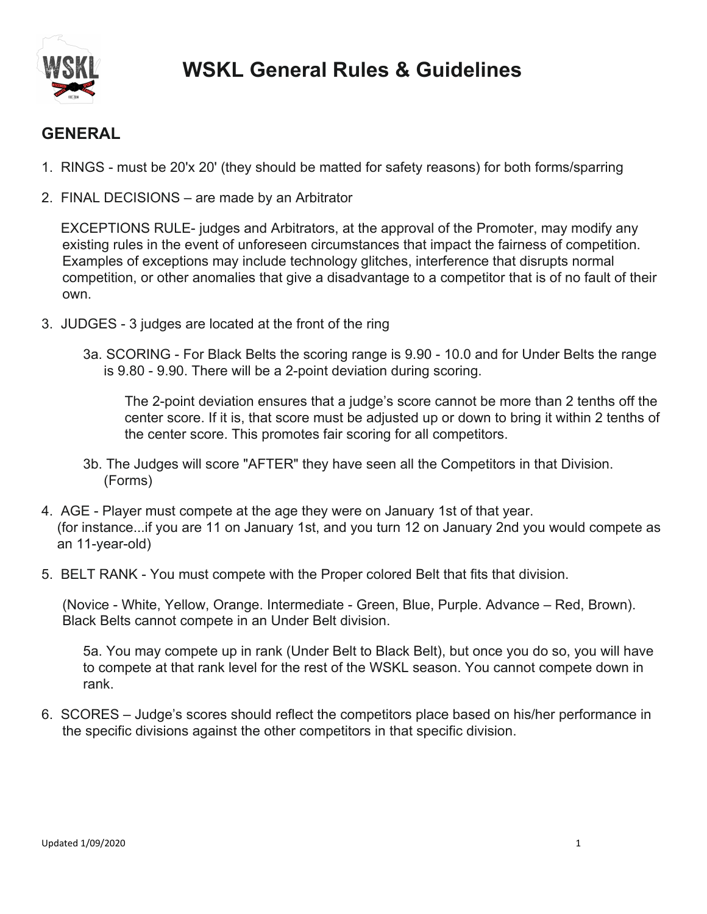# WSKL General Rules & Guidelines

## GENERAL

1. RINGS - must be 20'x 20' (they should be matted for safety reasons) for both forms/sparring

2. FINAL DECISIONS – are made by an Arbitrator

   EXCEPTIONS RULE- judges and Arbitrators, at the approval of the Promoter, may modify any existing rules in the event of unforeseen circumstances that impact the fairness of competition. Examples of exceptions may include technology glitches, interference that disrupts normal competition, or other anomalies that give a disadvantage to a competitor that is of no fault of their own.

3. JUDGES - 3 judges are located at the front of the ring

   3a. SCORING - For Black Belts the scoring range is 9.90 - 10.0 and for Under Belts the range is 9.80 - 9.90. There will be a 2-point deviation during scoring.

   The 2-point deviation ensures that a judge's score cannot be more than 2 tenths off the center score. If it is, that score must be adjusted up or down to bring it within 2 tenths of the center score. This promotes fair scoring for all competitors.

   3b. The Judges will score "AFTER" they have seen all the Competitors in that Division. (Forms)

4. AGE - Player must compete at the age they were on January 1st of that year. (for instance...if you are 11 on January 1st, and you turn 12 on January 2nd you would compete as an 11-year-old)

5. BELT RANK - You must compete with the Proper colored Belt that fits that division.

   (Novice - White, Yellow, Orange. Intermediate - Green, Blue, Purple. Advance – Red, Brown). Black Belts cannot compete in an Under Belt division.

   5a. You may compete up in rank (Under Belt to Black Belt), but once you do so, you will have to compete at that rank level for the rest of the WSKL season. You cannot compete down in rank.

6. SCORES – Judge's scores should reflect the competitors place based on his/her performance in the specific divisions against the other competitors in that specific division.

Updated 1/09/2020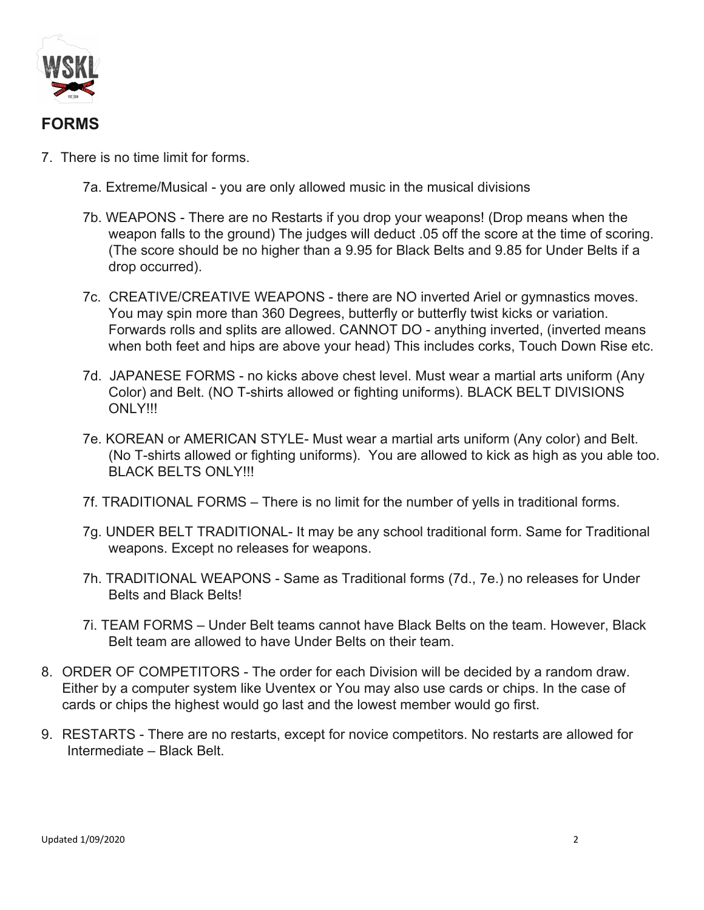## FORMS

7. There is no time limit for forms.

   7a. Extreme/Musical - you are only allowed music in the musical divisions

   7b. WEAPONS - There are no Restarts if you drop your weapons! (Drop means when the weapon falls to the ground) The judges will deduct .05 off the score at the time of scoring. (The score should be no higher than a 9.95 for Black Belts and 9.85 for Under Belts if a drop occurred).

   7c. CREATIVE/CREATIVE WEAPONS - there are NO inverted Ariel or gymnastics moves. You may spin more than 360 Degrees, butterfly or butterfly twist kicks or variation. Forwards rolls and splits are allowed. CANNOT DO - anything inverted, (inverted means when both feet and hips are above your head) This includes corks, Touch Down Rise etc.

   7d. JAPANESE FORMS - no kicks above chest level. Must wear a martial arts uniform (Any Color) and Belt. (NO T-shirts allowed or fighting uniforms). BLACK BELT DIVISIONS ONLY!!!

   7e. KOREAN or AMERICAN STYLE- Must wear a martial arts uniform (Any color) and Belt. (No T-shirts allowed or fighting uniforms). You are allowed to kick as high as you able too. BLACK BELTS ONLY!!!

   7f. TRADITIONAL FORMS – There is no limit for the number of yells in traditional forms.

   7g. UNDER BELT TRADITIONAL- It may be any school traditional form. Same for Traditional weapons. Except no releases for weapons.

   7h. TRADITIONAL WEAPONS - Same as Traditional forms (7d., 7e.) no releases for Under Belts and Black Belts!

   7i. TEAM FORMS – Under Belt teams cannot have Black Belts on the team. However, Black Belt team are allowed to have Under Belts on their team.

8. ORDER OF COMPETITORS - The order for each Division will be decided by a random draw. Either by a computer system like Uventex or You may also use cards or chips. In the case of cards or chips the highest would go last and the lowest member would go first.

9. RESTARTS - There are no restarts, except for novice competitors. No restarts are allowed for Intermediate – Black Belt.

Updated 1/09/2020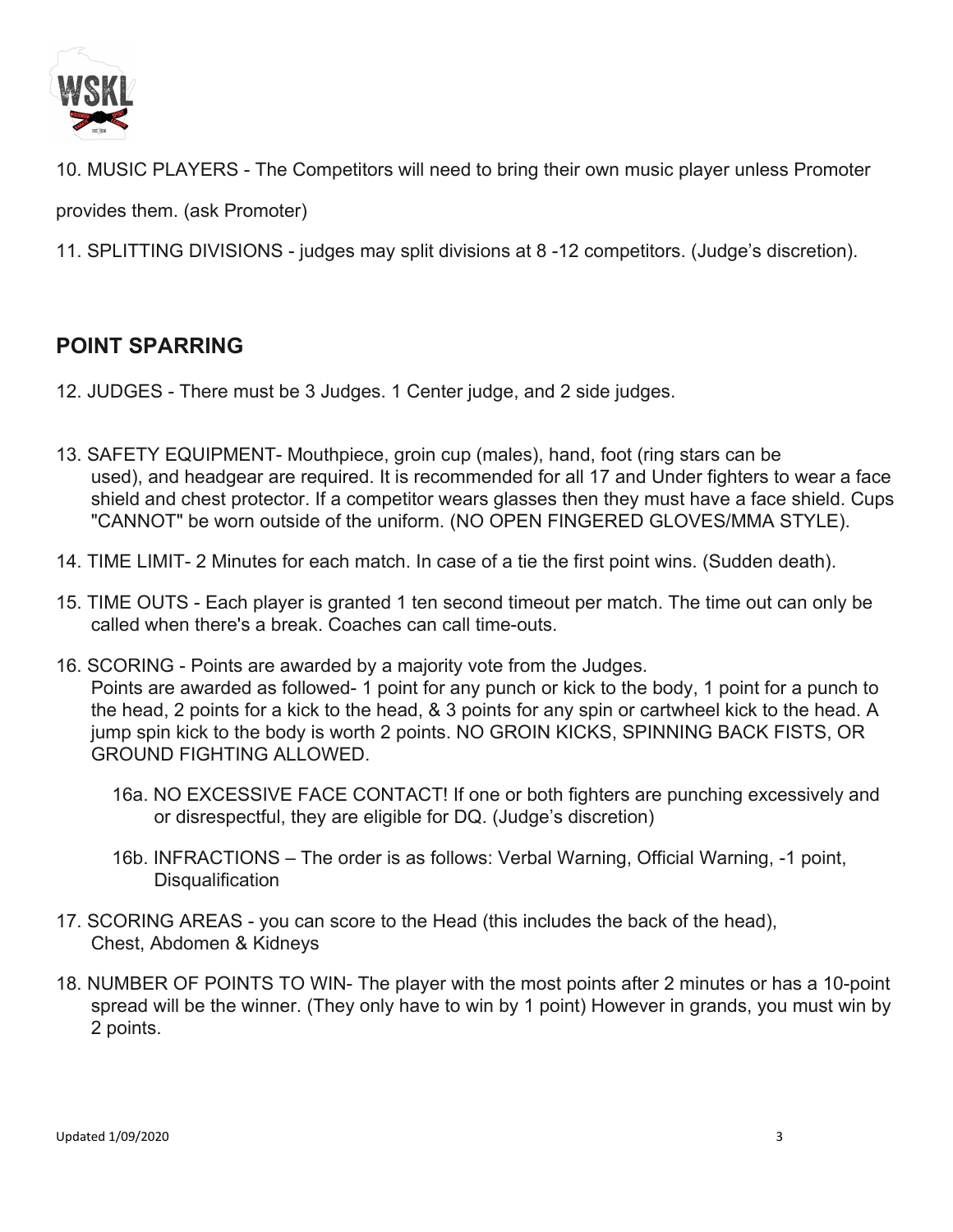10. MUSIC PLAYERS - The Competitors will need to bring their own music player unless Promoter provides them. (ask Promoter)

11. SPLITTING DIVISIONS - judges may split divisions at 8 -12 competitors. (Judge's discretion).

## POINT SPARRING

12. JUDGES - There must be 3 Judges. 1 Center judge, and 2 side judges.

13. SAFETY EQUIPMENT- Mouthpiece, groin cup (males), hand, foot (ring stars can be used), and headgear are required. It is recommended for all 17 and Under fighters to wear a face shield and chest protector. If a competitor wears glasses then they must have a face shield. Cups "CANNOT" be worn outside of the uniform. (NO OPEN FINGERED GLOVES/MMA STYLE).

14. TIME LIMIT- 2 Minutes for each match. In case of a tie the first point wins. (Sudden death).

15. TIME OUTS - Each player is granted 1 ten second timeout per match. The time out can only be called when there's a break. Coaches can call time-outs.

16. SCORING - Points are awarded by a majority vote from the Judges.
    Points are awarded as followed- 1 point for any punch or kick to the body, 1 point for a punch to the head, 2 points for a kick to the head, & 3 points for any spin or cartwheel kick to the head. A jump spin kick to the body is worth 2 points. NO GROIN KICKS, SPINNING BACK FISTS, OR GROUND FIGHTING ALLOWED.

    16a. NO EXCESSIVE FACE CONTACT! If one or both fighters are punching excessively and or disrespectful, they are eligible for DQ. (Judge's discretion)

    16b. INFRACTIONS – The order is as follows: Verbal Warning, Official Warning, -1 point, Disqualification

17. SCORING AREAS - you can score to the Head (this includes the back of the head), Chest, Abdomen & Kidneys

18. NUMBER OF POINTS TO WIN- The player with the most points after 2 minutes or has a 10-point spread will be the winner. (They only have to win by 1 point) However in grands, you must win by 2 points.

Updated 1/09/2020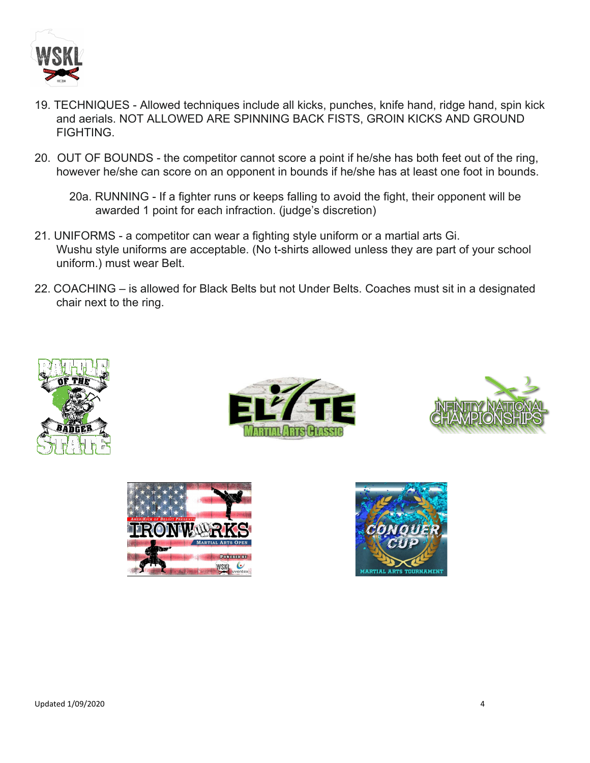19. TECHNIQUES - Allowed techniques include all kicks, punches, knife hand, ridge hand, spin kick and aerials. NOT ALLOWED ARE SPINNING BACK FISTS, GROIN KICKS AND GROUND FIGHTING.

20. OUT OF BOUNDS - the competitor cannot score a point if he/she has both feet out of the ring, however he/she can score on an opponent in bounds if he/she has at least one foot in bounds.

    20a. RUNNING - If a fighter runs or keeps falling to avoid the fight, their opponent will be awarded 1 point for each infraction. (judge's discretion)

21. UNIFORMS - a competitor can wear a fighting style uniform or a martial arts Gi. Wushu style uniforms are acceptable. (No t-shirts allowed unless they are part of your school uniform.) must wear Belt.

22. COACHING – is allowed for Black Belts but not Under Belts. Coaches must sit in a designated chair next to the ring.

Updated 1/09/2020